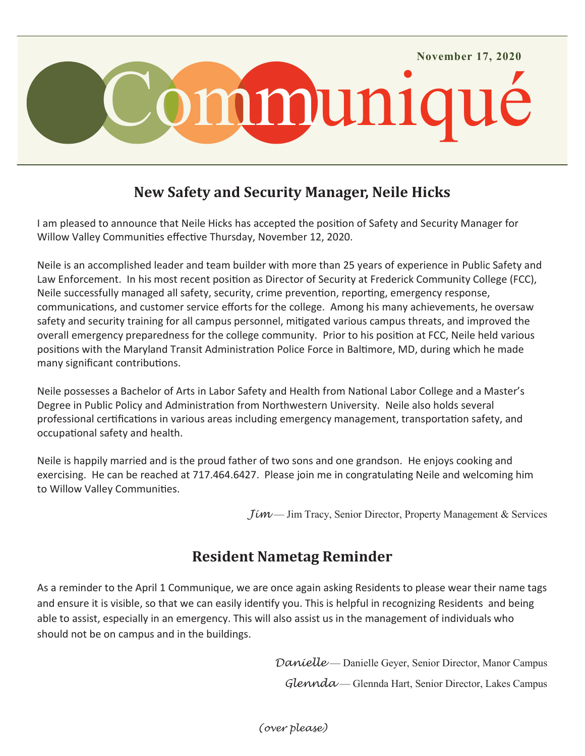November 17, 2020

# Communiqué

## New Safety and Security Manager, Neile Hicks

I am pleased to announce that Neile Hicks has accepted the position of Safety and Security Manager for Willow Valley Communities effective Thursday, November 12, 2020.

Neile is an accomplished leader and team builder with more than 25 years of experience in Public Safety and Law Enforcement. In his most recent position as Director of Security at Frederick Community College (FCC), Neile successfully managed all safety, security, crime prevention, reporting, emergency response, communications, and customer service efforts for the college. Among his many achievements, he oversaw safety and security training for all campus personnel, mitigated various campus threats, and improved the overall emergency preparedness for the college community. Prior to his position at FCC, Neile held various positions with the Maryland Transit Administration Police Force in Baltimore, MD, during which he made many significant contributions.

Neile possesses a Bachelor of Arts in Labor Safety and Health from National Labor College and a Master's Degree in Public Policy and Administration from Northwestern University. Neile also holds several professional certifications in various areas including emergency management, transportation safety, and occupational safety and health.

Neile is happily married and is the proud father of two sons and one grandson. He enjoys cooking and exercising. He can be reached at 717.464.6427. Please join me in congratulating Neile and welcoming him to Willow Valley Communities.

*Jim* — Jim Tracy, Senior Director, Property Management & Services

## Resident Nametag Reminder

As a reminder to the April 1 Communique, we are once again asking Residents to please wear their name tags and ensure it is visible, so that we can easily identify you. This is helpful in recognizing Residents and being able to assist, especially in an emergency. This will also assist us in the management of individuals who should not be on campus and in the buildings.

*Danielle* — Danielle Geyer, Senior Director, Manor Campus

*Glennda* — Glennda Hart, Senior Director, Lakes Campus

*(over please)*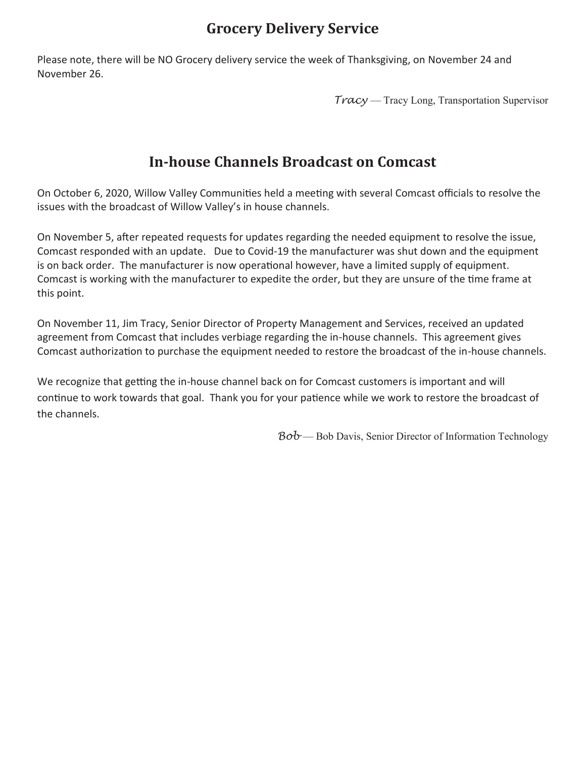## Grocery Delivery Service

Please note, there will be NO Grocery delivery service the week of Thanksgiving, on November 24 and November 26.

*Tracy* — Tracy Long, Transportation Supervisor

## In-house Channels Broadcast on Comcast

On October 6, 2020, Willow Valley Communities held a meeting with several Comcast officials to resolve the issues with the broadcast of Willow Valley's in house channels.

On November 5, after repeated requests for updates regarding the needed equipment to resolve the issue, Comcast responded with an update. Due to Covid-19 the manufacturer was shut down and the equipment is on back order. The manufacturer is now operational however, have a limited supply of equipment. Comcast is working with the manufacturer to expedite the order, but they are unsure of the time frame at this point.

On November 11, Jim Tracy, Senior Director of Property Management and Services, received an updated agreement from Comcast that includes verbiage regarding the in-house channels. This agreement gives Comcast authorization to purchase the equipment needed to restore the broadcast of the in-house channels.

We recognize that getting the in-house channel back on for Comcast customers is important and will continue to work towards that goal. Thank you for your patience while we work to restore the broadcast of the channels.

*Bob* — Bob Davis, Senior Director of Information Technology